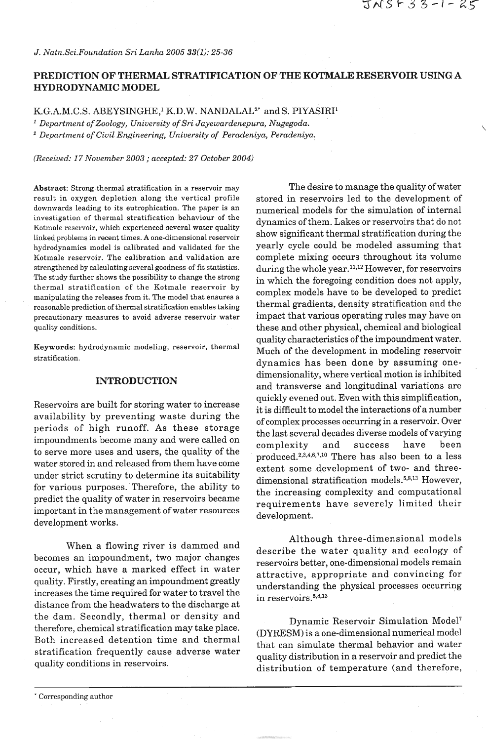# PREDICTION OF THERMAL STRATIFICATION OF THE KOTMALE RESERVOIR USING A HYDRODYNAMIC MODEL

K.G.A.M.C.S. ABEYSINGHE,[1] K.D.W. NANDALAL[2*] and S. PIYASIRI[1]

[1] *Department of Zoology, University of Sri Jayewardenepura, Nugegoda.*

[2] *Department of Civil Engineering, University of Peradeniya, Peradeniya.*

*(Received: 17 November 2003 ; accepted: 27 October 2004)*

**Abstract**: Strong thermal stratification in a reservoir may result in oxygen depletion along the vertical profile downwards leading to its eutrophication. The paper is an investigation of thermal stratification behaviour of the Kotmale reservoir, which experienced several water quality linked problems in recent times. A one-dimensional reservoir hydrodynamics model is calibrated and validated for the Kotmale reservoir. The calibration and validation are strengthened by calculating several goodness-of-fit statistics. The study further shows the possibility to change the strong thermal stratification of the Kotmale reservoir by manipulating the releases from it. The model that ensures a reasonable prediction of thermal stratification enables taking precautionary measures to avoid adverse reservoir water quality conditions.

**Keywords**: hydrodynamic modeling, reservoir, thermal stratification.

## INTRODUCTION

Reservoirs are built for storing water to increase availability by preventing waste during the periods of high runoff. As these storage impoundments become many and were called on to serve more uses and users, the quality of the water stored in and released from them have come under strict scrutiny to determine its suitability for various purposes. Therefore, the ability to predict the quality of water in reservoirs became important in the management of water resources development works.

When a flowing river is dammed and becomes an impoundment, two major changes occur, which have a marked effect in water quality. Firstly, creating an impoundment greatly increases the time required for water to travel the distance from the headwaters to the discharge at the dam. Secondly, thermal or density and therefore, chemical stratification may take place. Both increased detention time and thermal stratification frequently cause adverse water quality conditions in reservoirs.

The desire to manage the quality of water stored in reservoirs led to the development of numerical models for the simulation of internal dynamics of them. Lakes or reservoirs that do not show significant thermal stratification during the yearly cycle could be modeled assuming that complete mixing occurs throughout its volume during the whole year.[11,12] However, for reservoirs in which the foregoing condition does not apply, complex models have to be developed to predict thermal gradients, density stratification and the impact that various operating rules may have on these and other physical, chemical and biological quality characteristics of the impoundment water. Much of the development in modeling reservoir dynamics has been done by assuming one-dimensionality, where vertical motion is inhibited and transverse and longitudinal variations are quickly evened out. Even with this simplification, it is difficult to model the interactions of a number of complex processes occurring in a reservoir. Over the last several decades diverse models of varying complexity and success have been produced.[2,3,4,6,7,10] There has also been to a less extent some development of two- and three-dimensional stratification models.[5,8,13] However, the increasing complexity and computational requirements have severely limited their development.

Although three-dimensional models describe the water quality and ecology of reservoirs better, one-dimensional models remain attractive, appropriate and convincing for understanding the physical processes occurring in reservoirs.[5,8,13]

Dynamic Reservoir Simulation Model[7] (DYRESM) is a one-dimensional numerical model that can simulate thermal behavior and water quality distribution in a reservoir and predict the distribution of temperature (and therefore,

* Corresponding author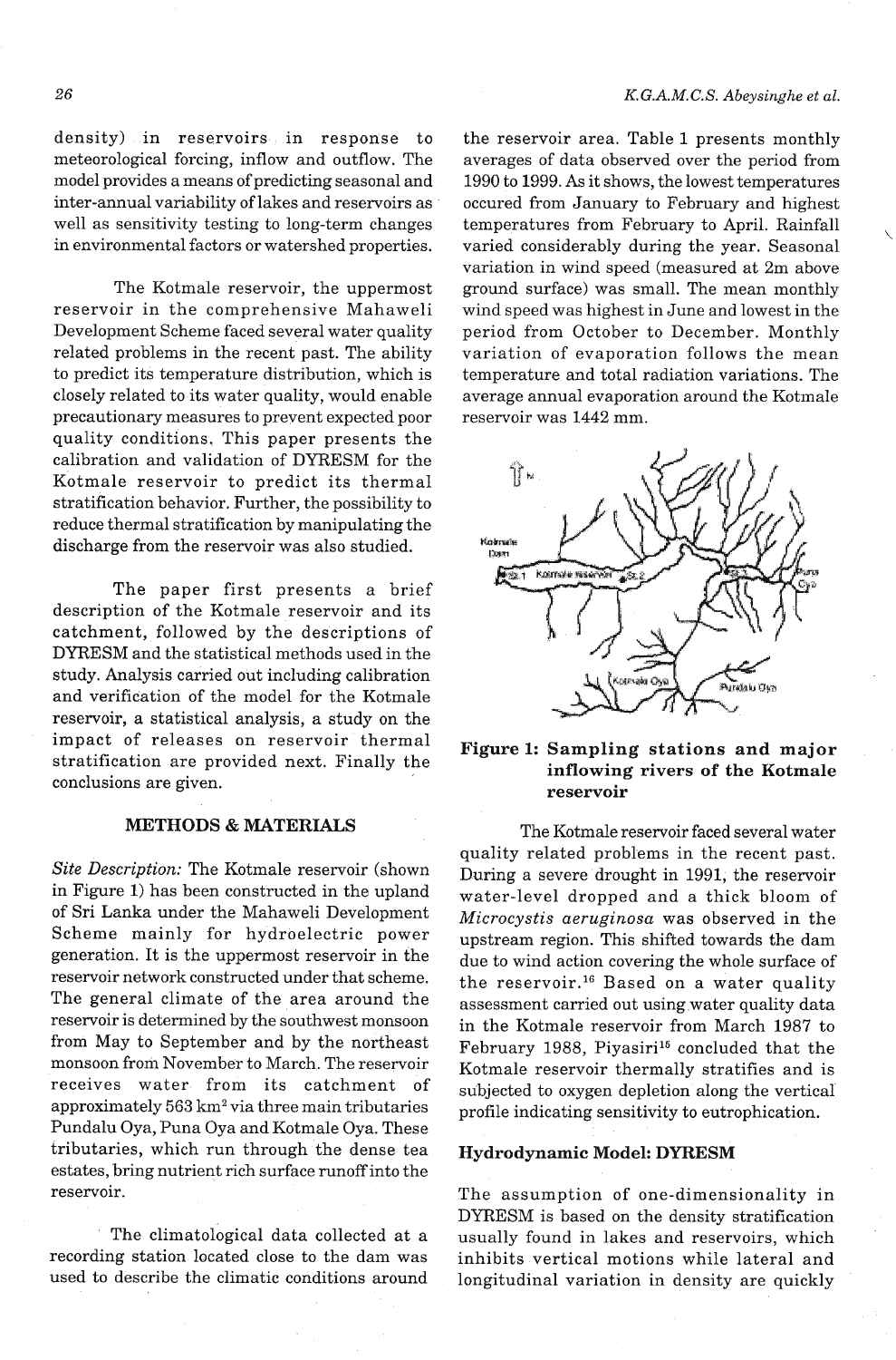density) in reservoirs in response to meteorological forcing, inflow and outflow. The model provides a means of predicting seasonal and inter-annual variability of lakes and reservoirs as well as sensitivity testing to long-term changes in environmental factors or watershed properties.

The Kotmale reservoir, the uppermost reservoir in the comprehensive Mahaweli Development Scheme faced several water quality related problems in the recent past. The ability to predict its temperature distribution, which is closely related to its water quality, would enable precautionary measures to prevent expected poor quality conditions. This paper presents the calibration and validation of DYRESM for the Kotmale reservoir to predict its thermal stratification behavior. Further, the possibility to reduce thermal stratification by manipulating the discharge from the reservoir was also studied.

The paper first presents a brief description of the Kotmale reservoir and its catchment, followed by the descriptions of DYRESM and the statistical methods used in the study. Analysis carried out including calibration and verification of the model for the Kotmale reservoir, a statistical analysis, a study on the impact of releases on reservoir thermal stratification are provided next. Finally the conclusions are given.

## METHODS & MATERIALS

*Site Description:* The Kotmale reservoir (shown in Figure 1) has been constructed in the upland of Sri Lanka under the Mahaweli Development Scheme mainly for hydroelectric power generation. It is the uppermost reservoir in the reservoir network constructed under that scheme. The general climate of the area around the reservoir is determined by the southwest monsoon from May to September and by the northeast monsoon from November to March. The reservoir receives water from its catchment of approximately 563 km$^2$ via three main tributaries Pundalu Oya, Puna Oya and Kotmale Oya. These tributaries, which run through the dense tea estates, bring nutrient rich surface runoff into the reservoir.

The climatological data collected at a recording station located close to the dam was used to describe the climatic conditions around the reservoir area. Table 1 presents monthly averages of data observed over the period from 1990 to 1999. As it shows, the lowest temperatures occured from January to February and highest temperatures from February to April. Rainfall varied considerably during the year. Seasonal variation in wind speed (measured at 2m above ground surface) was small. The mean monthly wind speed was highest in June and lowest in the period from October to December. Monthly variation of evaporation follows the mean temperature and total radiation variations. The average annual evaporation around the Kotmale reservoir was 1442 mm.

**Figure 1: Sampling stations and major inflowing rivers of the Kotmale reservoir**

The Kotmale reservoir faced several water quality related problems in the recent past. During a severe drought in 1991, the reservoir water-level dropped and a thick bloom of *Microcystis aeruginosa* was observed in the upstream region. This shifted towards the dam due to wind action covering the whole surface of the reservoir.[16] Based on a water quality assessment carried out using water quality data in the Kotmale reservoir from March 1987 to February 1988, Piyasiri[15] concluded that the Kotmale reservoir thermally stratifies and is subjected to oxygen depletion along the vertical profile indicating sensitivity to eutrophication.

### Hydrodynamic Model: DYRESM

The assumption of one-dimensionality in DYRESM is based on the density stratification usually found in lakes and reservoirs, which inhibits vertical motions while lateral and longitudinal variation in density are quickly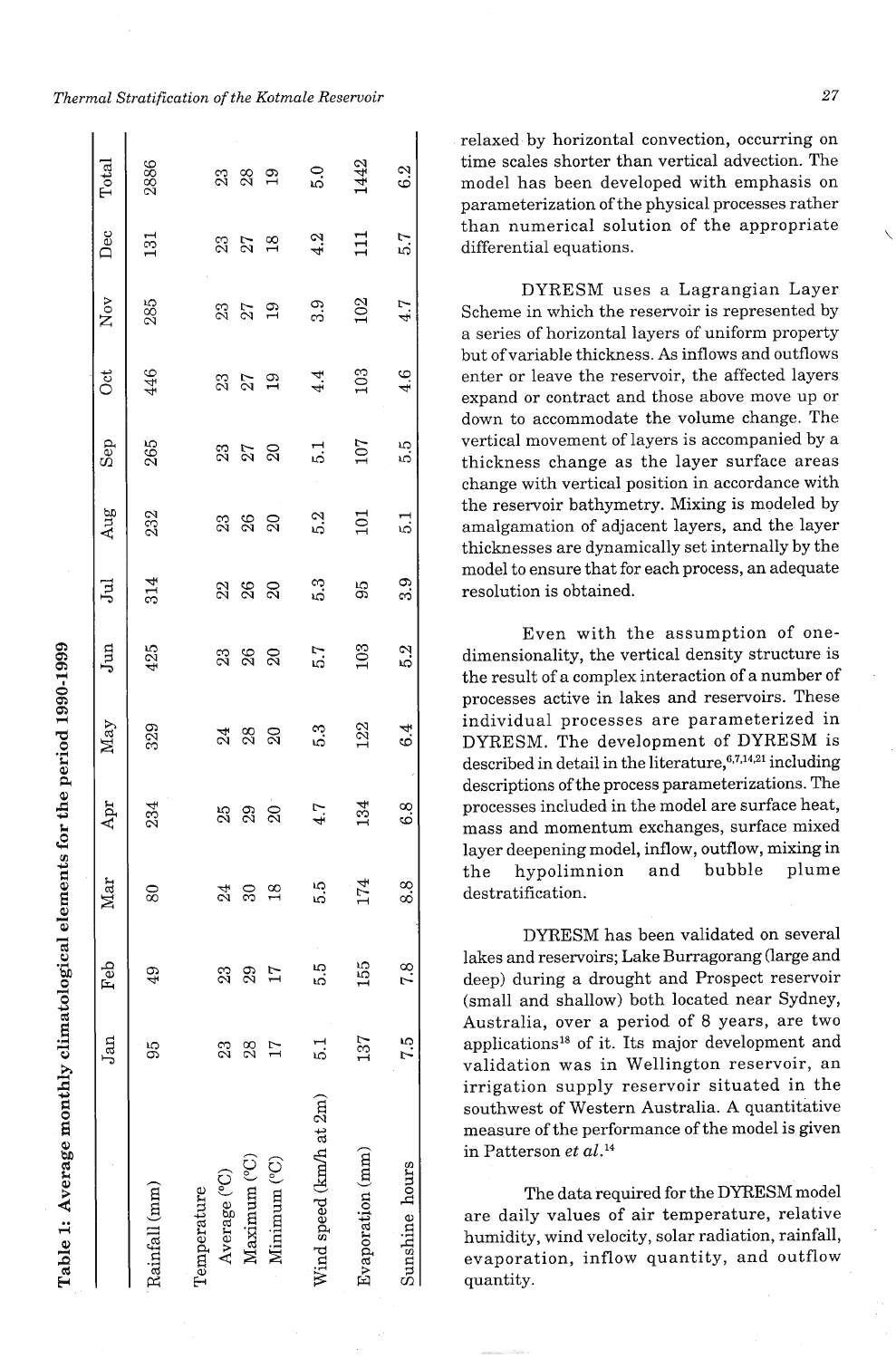**Table 1: Average monthly climatological elements for the period 1990-1999**

| | Jan | Feb | Mar | Apr | May | Jun | Jul | Aug | Sep | Oct | Nov | Dec | Total |
|---|---|---|---|---|---|---|---|---|---|---|---|---|---|
| Rainfall (mm) | 95 | 49 | 80 | 234 | 329 | 425 | 314 | 232 | 265 | 446 | 285 | 131 | 2886 |
| Temperature | | | | | | | | | | | | | |
| Average (°C) | 23 | 23 | 24 | 25 | 24 | 23 | 22 | 23 | 23 | 23 | 23 | 23 | 23 |
| Maximum (°C) | 28 | 29 | 30 | 29 | 28 | 26 | 26 | 26 | 27 | 27 | 27 | 27 | 28 |
| Minimum (°C) | 17 | 17 | 18 | 20 | 20 | 20 | 20 | 20 | 20 | 19 | 19 | 18 | 19 |
| Wind speed (km/h at 2m) | 5.1 | 5.5 | 5.5 | 4.7 | 5.3 | 5.7 | 5.3 | 5.2 | 5.1 | 4.4 | 3.9 | 4.2 | 5.0 |
| Evaporation (mm) | 137 | 155 | 174 | 134 | 122 | 103 | 95 | 101 | 107 | 103 | 102 | 111 | 1442 |
| Sunshine hours | 7.5 | 7.8 | 8.8 | 6.8 | 6.4 | 5.2 | 3.9 | 5.1 | 5.5 | 4.6 | 4.7 | 5.7 | 6.2 |

relaxed by horizontal convection, occurring on time scales shorter than vertical advection. The model has been developed with emphasis on parameterization of the physical processes rather than numerical solution of the appropriate differential equations.

DYRESM uses a Lagrangian Layer Scheme in which the reservoir is represented by a series of horizontal layers of uniform property but of variable thickness. As inflows and outflows enter or leave the reservoir, the affected layers expand or contract and those above move up or down to accommodate the volume change. The vertical movement of layers is accompanied by a thickness change as the layer surface areas change with vertical position in accordance with the reservoir bathymetry. Mixing is modeled by amalgamation of adjacent layers, and the layer thicknesses are dynamically set internally by the model to ensure that for each process, an adequate resolution is obtained.

Even with the assumption of one-dimensionality, the vertical density structure is the result of a complex interaction of a number of processes active in lakes and reservoirs. These individual processes are parameterized in DYRESM. The development of DYRESM is described in detail in the literature,[6,7,14,21] including descriptions of the process parameterizations. The processes included in the model are surface heat, mass and momentum exchanges, surface mixed layer deepening model, inflow, outflow, mixing in the hypolimnion and bubble plume destratification.

DYRESM has been validated on several lakes and reservoirs; Lake Burragorang (large and deep) during a drought and Prospect reservoir (small and shallow) both located near Sydney, Australia, over a period of 8 years, are two applications[18] of it. Its major development and validation was in Wellington reservoir, an irrigation supply reservoir situated in the southwest of Western Australia. A quantitative measure of the performance of the model is given in Patterson *et al.*[14]

The data required for the DYRESM model are daily values of air temperature, relative humidity, wind velocity, solar radiation, rainfall, evaporation, inflow quantity, and outflow quantity.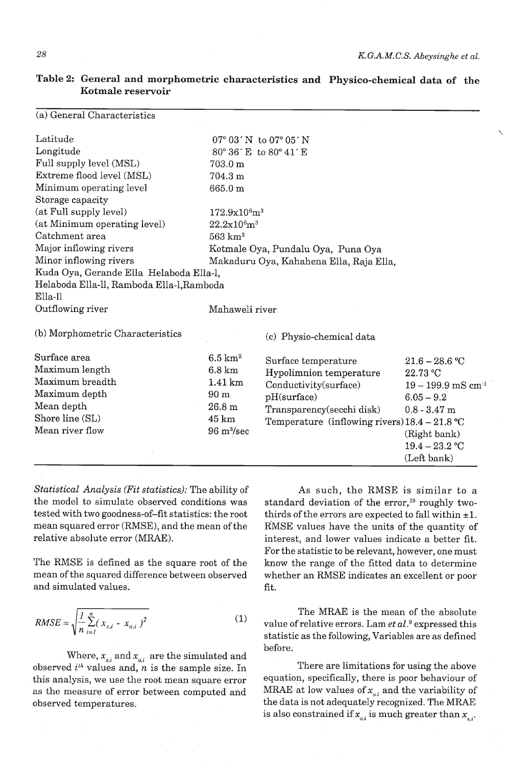**Table 2: General and morphometric characteristics and Physico-chemical data of the Kotmale reservoir**

(a) General Characteristics

| | |
|---|---|
| Latitude | 07° 03′ N to 07° 05′ N |
| Longitude | 80° 36′ E to 80° 41′ E |
| Full supply level (MSL) | 703.0 m |
| Extreme flood level (MSL) | 704.3 m |
| Minimum operating level | 665.0 m |
| Storage capacity | |
| (at Full supply level) | $172.9 \times 10^6 m^3$ |
| (at Minimum operating level) | $22.2 \times 10^6 m^3$ |
| Catchment area | 563 $km^2$ |
| Major inflowing rivers | Kotmale Oya, Pundalu Oya, Puna Oya |
| Minor inflowing rivers | Makaduru Oya, Kahahena Ella, Raja Ella, Kuda Oya, Gerande Ella Helaboda Ella-l, Helaboda Ella-ll, Ramboda Ella-l, Ramboda Ella-ll |
| Outflowing river | Mahaweli river |

(b) Morphometric Characteristics

| | |
|---|---|
| Surface area | 6.5 $km^2$ |
| Maximum length | 6.8 km |
| Maximum breadth | 1.41 km |
| Maximum depth | 90 m |
| Mean depth | 26.8 m |
| Shore line (SL) | 45 km |
| Mean river flow | 96 $m^3$/sec |

(c) Physio-chemical data

| | |
|---|---|
| Surface temperature | 21.6 – 28.6 °C |
| Hypolimnion temperature | 22.73 °C |
| Conductivity(surface) | 19 – 199.9 mS $cm^{-1}$ |
| pH(surface) | 6.05 – 9.2 |
| Transparency(secchi disk) | 0.8 - 3.47 m |
| Temperature (inflowing rivers) | 18.4 – 21.8 °C (Right bank) 19.4 – 23.2 °C (Left bank) |

*Statistical Analysis (Fit statistics):* The ability of the model to simulate observed conditions was tested with two goodness-of-fit statistics: the root mean squared error (RMSE), and the mean of the relative absolute error (MRAE).

The RMSE is defined as the square root of the mean of the squared difference between observed and simulated values.

$$RMSE = \sqrt{\frac{1}{n}\sum_{i=1}^{n}(x_{s,i} - x_{o,i})^2} \qquad (1)$$

Where, $x_{s,i}$ and $x_{o,i}$ are the simulated and observed $i^{th}$ values and, $n$ is the sample size. In this analysis, we use the root mean square error as the measure of error between computed and observed temperatures.

As such, the RMSE is similar to a standard deviation of the error,[19] roughly two-thirds of the errors are expected to fall within ±1. RMSE values have the units of the quantity of interest, and lower values indicate a better fit. For the statistic to be relevant, however, one must know the range of the fitted data to determine whether an RMSE indicates an excellent or poor fit.

The MRAE is the mean of the absolute value of relative errors. Lam *et al.*[9] expressed this statistic as the following, Variables are as defined before.

There are limitations for using the above equation, specifically, there is poor behaviour of MRAE at low values of $x_{o,i}$ and the variability of the data is not adequately recognized. The MRAE is also constrained if $x_{o,i}$ is much greater than $x_{s,i}$.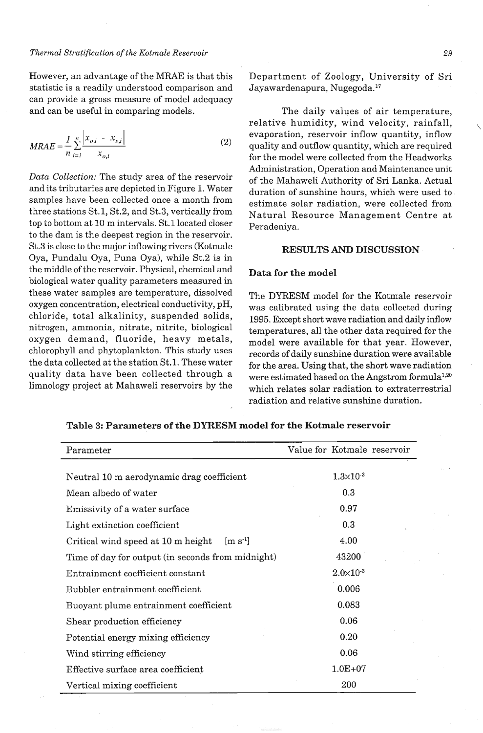However, an advantage of the MRAE is that this statistic is a readily understood comparison and can provide a gross measure of model adequacy and can be useful in comparing models.

$$MRAE = \frac{1}{n}\sum_{i=1}^{n}\frac{|x_{o,i} - x_{s,i}|}{x_{o,i}} \tag{2}$$

*Data Collection:* The study area of the reservoir and its tributaries are depicted in Figure 1. Water samples have been collected once a month from three stations St.1, St.2, and St.3, vertically from top to bottom at 10 m intervals. St.1 located closer to the dam is the deepest region in the reservoir. St.3 is close to the major inflowing rivers (Kotmale Oya, Pundalu Oya, Puna Oya), while St.2 is in the middle of the reservoir. Physical, chemical and biological water quality parameters measured in these water samples are temperature, dissolved oxygen concentration, electrical conductivity, pH, chloride, total alkalinity, suspended solids, nitrogen, ammonia, nitrate, nitrite, biological oxygen demand, fluoride, heavy metals, chlorophyll and phytoplankton. This study uses the data collected at the station St.1. These water quality data have been collected through a limnology project at Mahaweli reservoirs by the Department of Zoology, University of Sri Jayawardenapura, Nugegoda.[17]

The daily values of air temperature, relative humidity, wind velocity, rainfall, evaporation, reservoir inflow quantity, inflow quality and outflow quantity, which are required for the model were collected from the Headworks Administration, Operation and Maintenance unit of the Mahaweli Authority of Sri Lanka. Actual duration of sunshine hours, which were used to estimate solar radiation, were collected from Natural Resource Management Centre at Peradeniya.

## RESULTS AND DISCUSSION

### Data for the model

The DYRESM model for the Kotmale reservoir was calibrated using the data collected during 1995. Except short wave radiation and daily inflow temperatures, all the other data required for the model were available for that year. However, records of daily sunshine duration were available for the area. Using that, the short wave radiation were estimated based on the Angstrom formula[1,20] which relates solar radiation to extraterrestrial radiation and relative sunshine duration.

**Table 3: Parameters of the DYRESM model for the Kotmale reservoir**

| Parameter | Value for Kotmale reservoir |
|---|---|
| Neutral 10 m aerodynamic drag coefficient | $1.3 \times 10^{-3}$ |
| Mean albedo of water | 0.3 |
| Emissivity of a water surface | 0.97 |
| Light extinction coefficient | 0.3 |
| Critical wind speed at 10 m height [m $s^{-1}$] | 4.00 |
| Time of day for output (in seconds from midnight) | 43200 |
| Entrainment coefficient constant | $2.0 \times 10^{-3}$ |
| Bubbler entrainment coefficient | 0.006 |
| Buoyant plume entrainment coefficient | 0.083 |
| Shear production efficiency | 0.06 |
| Potential energy mixing efficiency | 0.20 |
| Wind stirring efficiency | 0.06 |
| Effective surface area coefficient | 1.0E+07 |
| Vertical mixing coefficient | 200 |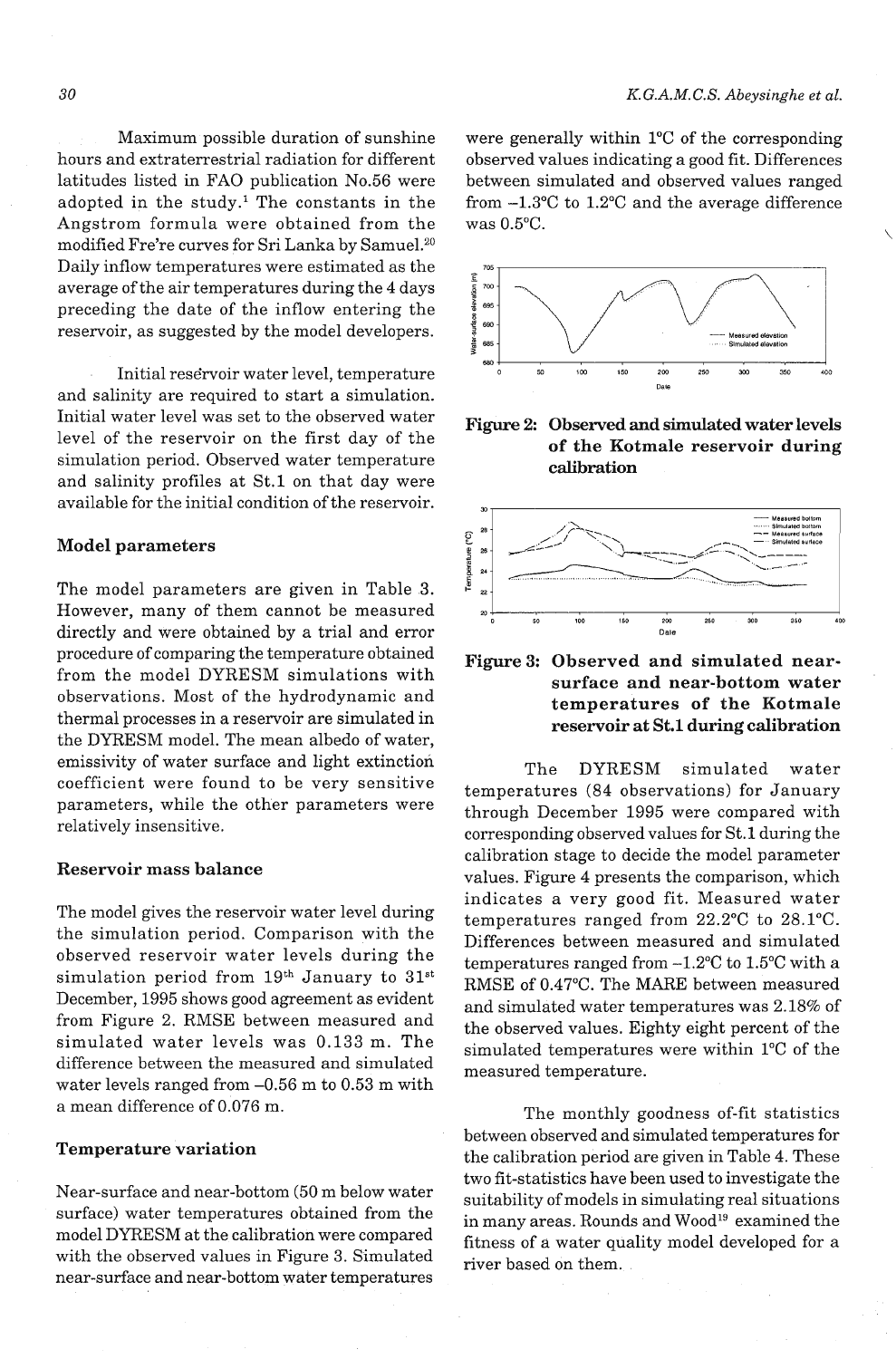Maximum possible duration of sunshine hours and extraterrestrial radiation for different latitudes listed in FAO publication No.56 were adopted in the study.[1] The constants in the Angstrom formula were obtained from the modified Fre're curves for Sri Lanka by Samuel.[20] Daily inflow temperatures were estimated as the average of the air temperatures during the 4 days preceding the date of the inflow entering the reservoir, as suggested by the model developers.

Initial reservoir water level, temperature and salinity are required to start a simulation. Initial water level was set to the observed water level of the reservoir on the first day of the simulation period. Observed water temperature and salinity profiles at St.1 on that day were available for the initial condition of the reservoir.

## Model parameters

The model parameters are given in Table 3. However, many of them cannot be measured directly and were obtained by a trial and error procedure of comparing the temperature obtained from the model DYRESM simulations with observations. Most of the hydrodynamic and thermal processes in a reservoir are simulated in the DYRESM model. The mean albedo of water, emissivity of water surface and light extinction coefficient were found to be very sensitive parameters, while the other parameters were relatively insensitive.

## Reservoir mass balance

The model gives the reservoir water level during the simulation period. Comparison with the observed reservoir water levels during the simulation period from 19th January to 31st December, 1995 shows good agreement as evident from Figure 2. RMSE between measured and simulated water levels was 0.133 m. The difference between the measured and simulated water levels ranged from –0.56 m to 0.53 m with a mean difference of 0.076 m.

## Temperature variation

Near-surface and near-bottom (50 m below water surface) water temperatures obtained from the model DYRESM at the calibration were compared with the observed values in Figure 3. Simulated near-surface and near-bottom water temperatures were generally within 1°C of the corresponding observed values indicating a good fit. Differences between simulated and observed values ranged from –1.3°C to 1.2°C and the average difference was 0.5°C.

**Figure 2: Observed and simulated water levels of the Kotmale reservoir during calibration**

**Figure 3: Observed and simulated near-surface and near-bottom water temperatures of the Kotmale reservoir at St.1 during calibration**

The DYRESM simulated water temperatures (84 observations) for January through December 1995 were compared with corresponding observed values for St.1 during the calibration stage to decide the model parameter values. Figure 4 presents the comparison, which indicates a very good fit. Measured water temperatures ranged from 22.2°C to 28.1°C. Differences between measured and simulated temperatures ranged from –1.2°C to 1.5°C with a RMSE of 0.47°C. The MARE between measured and simulated water temperatures was 2.18% of the observed values. Eighty eight percent of the simulated temperatures were within 1°C of the measured temperature.

The monthly goodness of-fit statistics between observed and simulated temperatures for the calibration period are given in Table 4. These two fit-statistics have been used to investigate the suitability of models in simulating real situations in many areas. Rounds and Wood[19] examined the fitness of a water quality model developed for a river based on them.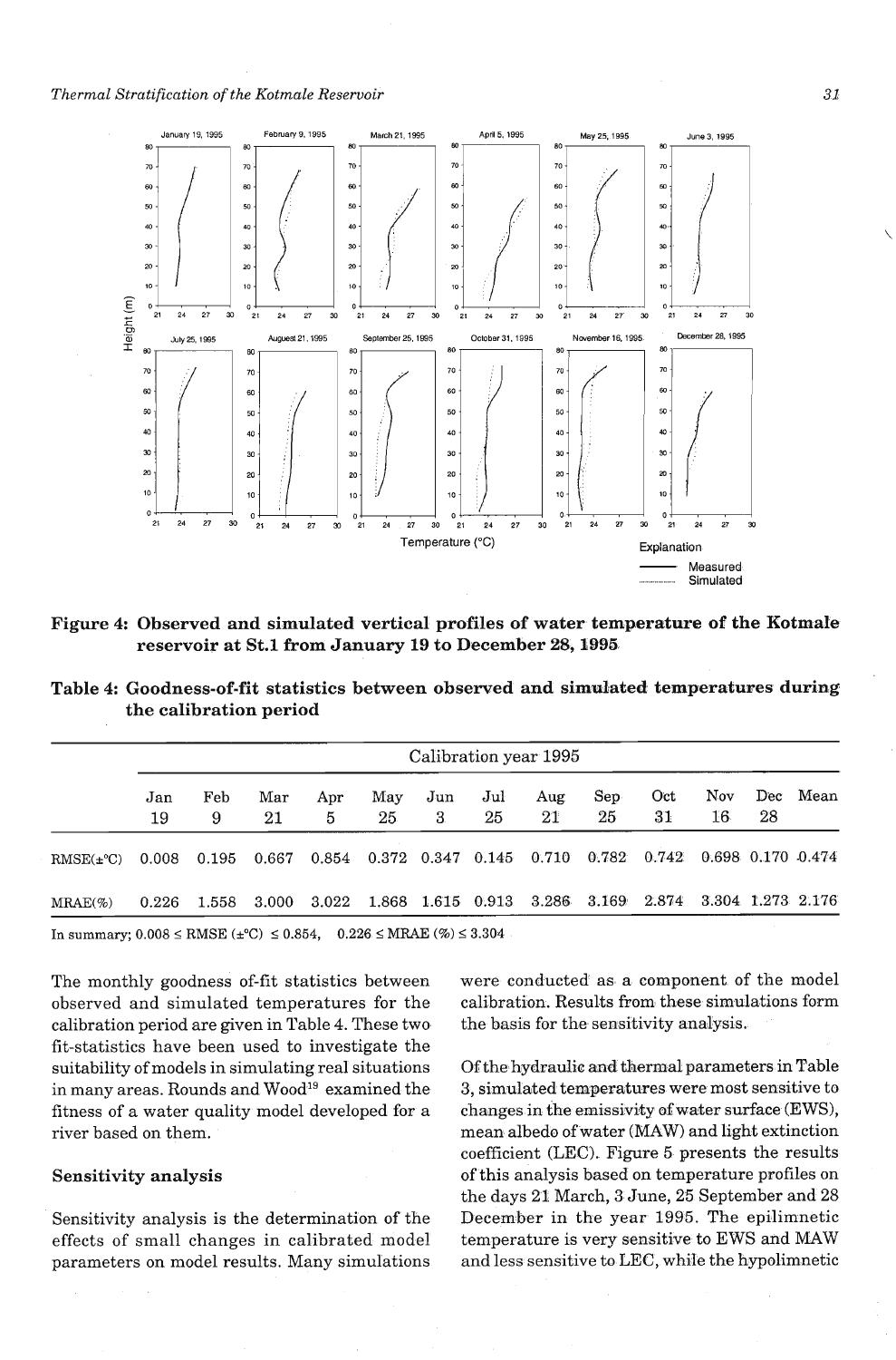Figure 4: **Observed and simulated vertical profiles of water temperature of the Kotmale reservoir at St.1 from January 19 to December 28, 1995**

**Table 4: Goodness-of-fit statistics between observed and simulated temperatures during the calibration period**

| | Calibration year 1995 | | | | | | | | | | | | |
|---|---|---|---|---|---|---|---|---|---|---|---|---|---|
| | Jan 19 | Feb 9 | Mar 21 | Apr 5 | May 25 | Jun 3 | Jul 25 | Aug 21 | Sep 25 | Oct 31 | Nov 16 | Dec 28 | Mean |
| RMSE(±°C) | 0.008 | 0.195 | 0.667 | 0.854 | 0.372 | 0.347 | 0.145 | 0.710 | 0.782 | 0.742 | 0.698 | 0.170 | 0.474 |
| MRAE(%) | 0.226 | 1.558 | 3.000 | 3.022 | 1.868 | 1.615 | 0.913 | 3.286 | 3.169 | 2.874 | 3.304 | 1.273 | 2.176 |

In summary; $0.008 \leq$ RMSE (±°C) $\leq 0.854$, $0.226 \leq$ MRAE (%) $\leq 3.304$

The monthly goodness of-fit statistics between observed and simulated temperatures for the calibration period are given in Table 4. These two fit-statistics have been used to investigate the suitability of models in simulating real situations in many areas. Rounds and Wood[19] examined the fitness of a water quality model developed for a river based on them.

### Sensitivity analysis

Sensitivity analysis is the determination of the effects of small changes in calibrated model parameters on model results. Many simulations were conducted as a component of the model calibration. Results from these simulations form the basis for the sensitivity analysis.

Of the hydraulic and thermal parameters in Table 3, simulated temperatures were most sensitive to changes in the emissivity of water surface (EWS), mean albedo of water (MAW) and light extinction coefficient (LEC). Figure 5 presents the results of this analysis based on temperature profiles on the days 21 March, 3 June, 25 September and 28 December in the year 1995. The epilimnetic temperature is very sensitive to EWS and MAW and less sensitive to LEC, while the hypolimnetic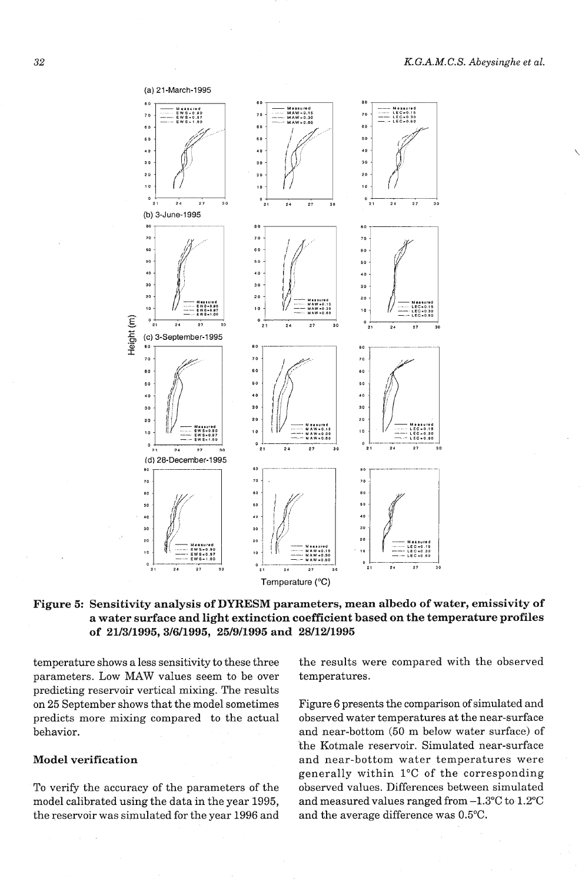**Figure 5: Sensitivity analysis of DYRESM parameters, mean albedo of water, emissivity of a water surface and light extinction coefficient based on the temperature profiles of 21/3/1995, 3/6/1995, 25/9/1995 and 28/12/1995**

temperature shows a less sensitivity to these three parameters. Low MAW values seem to be over predicting reservoir vertical mixing. The results on 25 September shows that the model sometimes predicts more mixing compared to the actual behavior.

### Model verification

To verify the accuracy of the parameters of the model calibrated using the data in the year 1995, the reservoir was simulated for the year 1996 and the results were compared with the observed temperatures.

Figure 6 presents the comparison of simulated and observed water temperatures at the near-surface and near-bottom (50 m below water surface) of the Kotmale reservoir. Simulated near-surface and near-bottom water temperatures were generally within 1°C of the corresponding observed values. Differences between simulated and measured values ranged from –1.3°C to 1.2°C and the average difference was 0.5°C.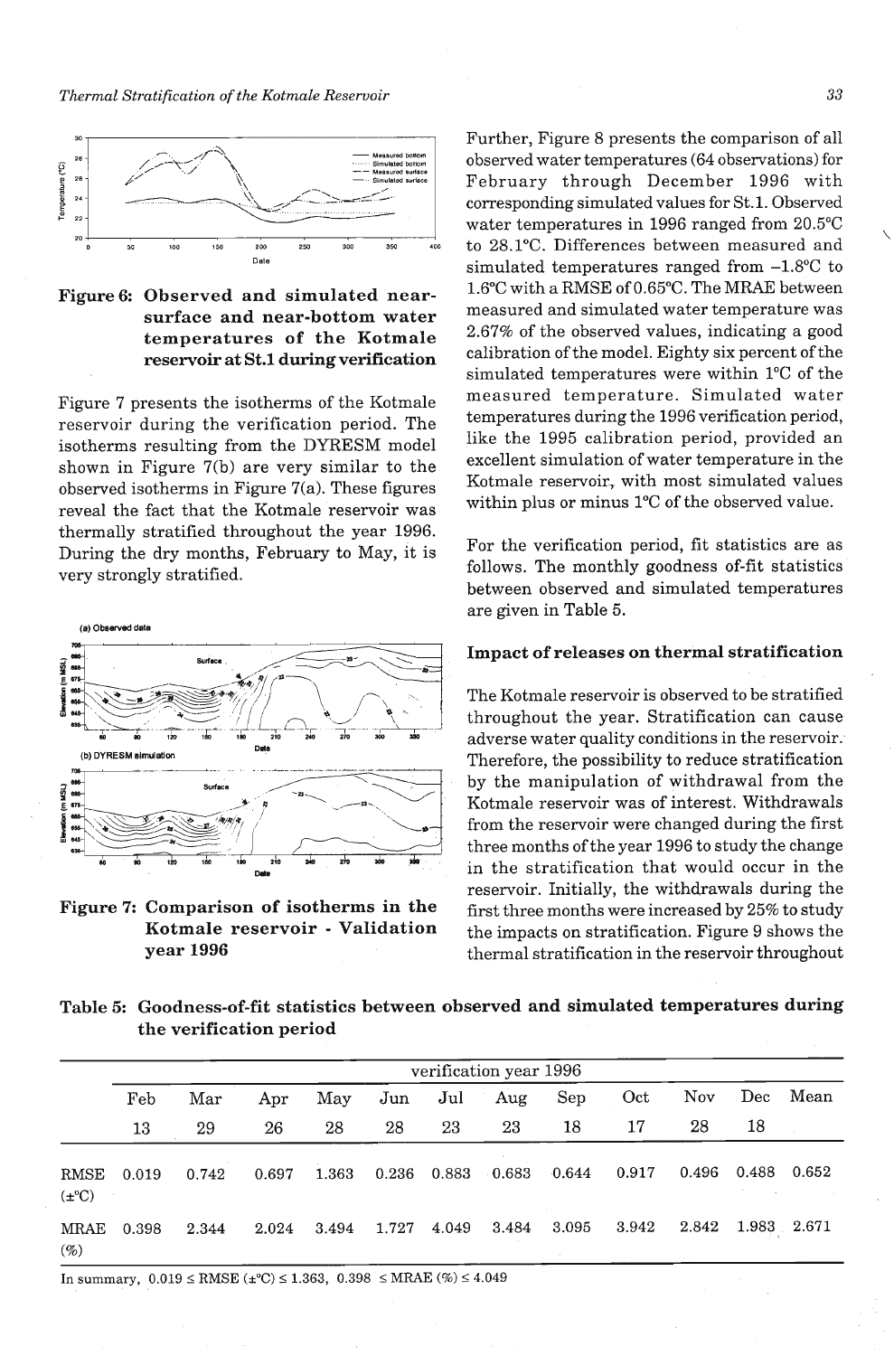**Figure 6: Observed and simulated near-surface and near-bottom water temperatures of the Kotmale reservoir at St.1 during verification**

Figure 7 presents the isotherms of the Kotmale reservoir during the verification period. The isotherms resulting from the DYRESM model shown in Figure 7(b) are very similar to the observed isotherms in Figure 7(a). These figures reveal the fact that the Kotmale reservoir was thermally stratified throughout the year 1996. During the dry months, February to May, it is very strongly stratified.

**Figure 7: Comparison of isotherms in the Kotmale reservoir - Validation year 1996**

Further, Figure 8 presents the comparison of all observed water temperatures (64 observations) for February through December 1996 with corresponding simulated values for St.1. Observed water temperatures in 1996 ranged from 20.5°C to 28.1°C. Differences between measured and simulated temperatures ranged from −1.8°C to 1.6°C with a RMSE of 0.65°C. The MRAE between measured and simulated water temperature was 2.67% of the observed values, indicating a good calibration of the model. Eighty six percent of the simulated temperatures were within 1°C of the measured temperature. Simulated water temperatures during the 1996 verification period, like the 1995 calibration period, provided an excellent simulation of water temperature in the Kotmale reservoir, with most simulated values within plus or minus 1°C of the observed value.

For the verification period, fit statistics are as follows. The monthly goodness of-fit statistics between observed and simulated temperatures are given in Table 5.

### Impact of releases on thermal stratification

The Kotmale reservoir is observed to be stratified throughout the year. Stratification can cause adverse water quality conditions in the reservoir. Therefore, the possibility to reduce stratification by the manipulation of withdrawal from the Kotmale reservoir was of interest. Withdrawals from the reservoir were changed during the first three months of the year 1996 to study the change in the stratification that would occur in the reservoir. Initially, the withdrawals during the first three months were increased by 25% to study the impacts on stratification. Figure 9 shows the thermal stratification in the reservoir throughout

**Table 5: Goodness-of-fit statistics between observed and simulated temperatures during the verification period**

| | verification year 1996 | | | | | | | | | | | |
|---|---|---|---|---|---|---|---|---|---|---|---|---|
| | Feb | Mar | Apr | May | Jun | Jul | Aug | Sep | Oct | Nov | Dec | Mean |
| | 13 | 29 | 26 | 28 | 28 | 23 | 23 | 18 | 17 | 28 | 18 | |
| RMSE (±°C) | 0.019 | 0.742 | 0.697 | 1.363 | 0.236 | 0.883 | 0.683 | 0.644 | 0.917 | 0.496 | 0.488 | 0.652 |
| MRAE (%) | 0.398 | 2.344 | 2.024 | 3.494 | 1.727 | 4.049 | 3.484 | 3.095 | 3.942 | 2.842 | 1.983 | 2.671 |

In summary, $0.019 \leq$ RMSE (±°C) $\leq 1.363$, $0.398 \leq$ MRAE (%) $\leq 4.049$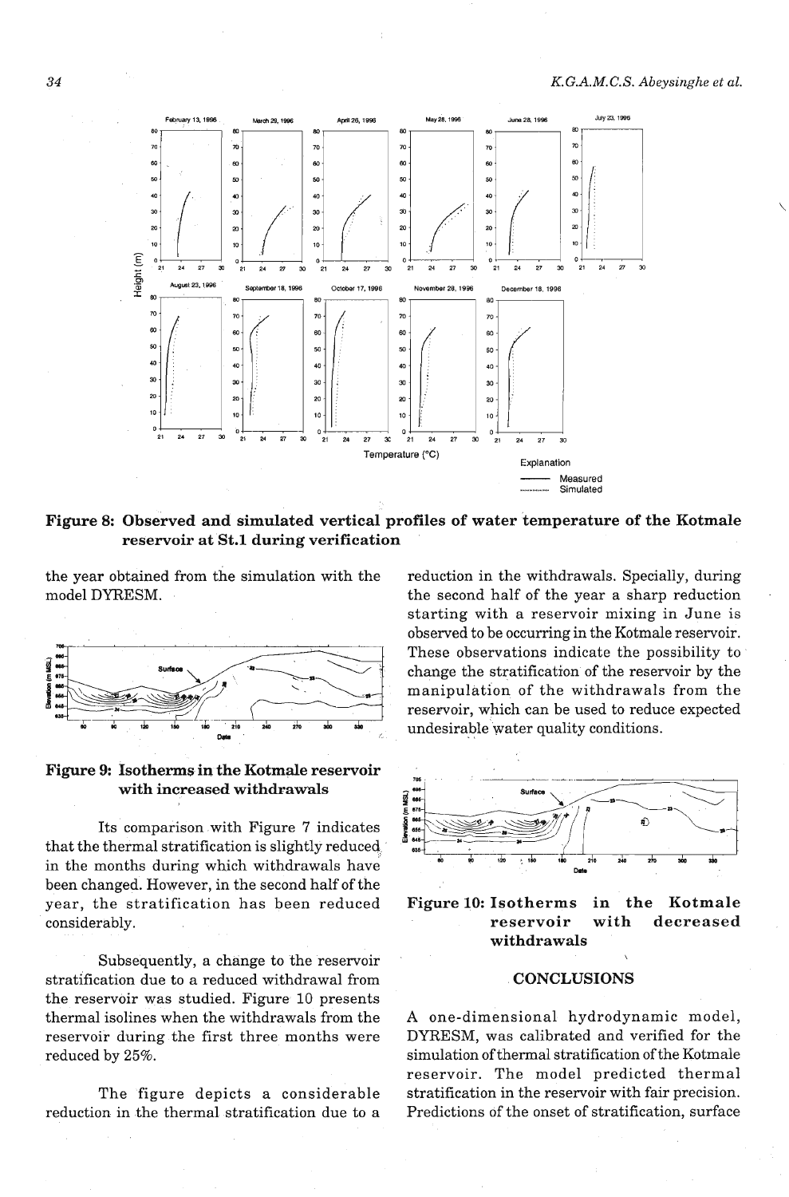**Figure 8: Observed and simulated vertical profiles of water temperature of the Kotmale reservoir at St.1 during verification**

the year obtained from the simulation with the model DYRESM.

**Figure 9: Isotherms in the Kotmale reservoir with increased withdrawals**

Its comparison with Figure 7 indicates that the thermal stratification is slightly reduced in the months during which withdrawals have been changed. However, in the second half of the year, the stratification has been reduced considerably.

Subsequently, a change to the reservoir stratification due to a reduced withdrawal from the reservoir was studied. Figure 10 presents thermal isolines when the withdrawals from the reservoir during the first three months were reduced by 25%.

The figure depicts a considerable reduction in the thermal stratification due to a reduction in the withdrawals. Specially, during the second half of the year a sharp reduction starting with a reservoir mixing in June is observed to be occurring in the Kotmale reservoir. These observations indicate the possibility to change the stratification of the reservoir by the manipulation of the withdrawals from the reservoir, which can be used to reduce expected undesirable water quality conditions.

**Figure 10: Isotherms in the Kotmale reservoir with decreased withdrawals**

## CONCLUSIONS

A one-dimensional hydrodynamic model, DYRESM, was calibrated and verified for the simulation of thermal stratification of the Kotmale reservoir. The model predicted thermal stratification in the reservoir with fair precision. Predictions of the onset of stratification, surface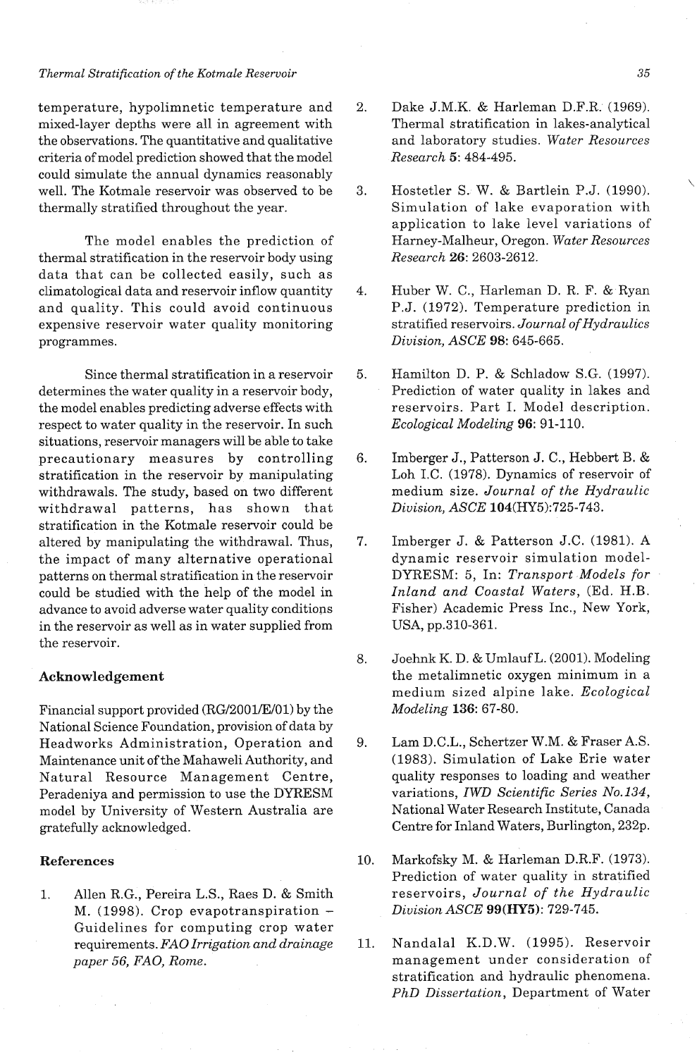temperature, hypolimnetic temperature and mixed-layer depths were all in agreement with the observations. The quantitative and qualitative criteria of model prediction showed that the model could simulate the annual dynamics reasonably well. The Kotmale reservoir was observed to be thermally stratified throughout the year.

The model enables the prediction of thermal stratification in the reservoir body using data that can be collected easily, such as climatological data and reservoir inflow quantity and quality. This could avoid continuous expensive reservoir water quality monitoring programmes.

Since thermal stratification in a reservoir determines the water quality in a reservoir body, the model enables predicting adverse effects with respect to water quality in the reservoir. In such situations, reservoir managers will be able to take precautionary measures by controlling stratification in the reservoir by manipulating withdrawals. The study, based on two different withdrawal patterns, has shown that stratification in the Kotmale reservoir could be altered by manipulating the withdrawal. Thus, the impact of many alternative operational patterns on thermal stratification in the reservoir could be studied with the help of the model in advance to avoid adverse water quality conditions in the reservoir as well as in water supplied from the reservoir.

## Acknowledgement

Financial support provided (RG/2001/E/01) by the National Science Foundation, provision of data by Headworks Administration, Operation and Maintenance unit of the Mahaweli Authority, and Natural Resource Management Centre, Peradeniya and permission to use the DYRESM model by University of Western Australia are gratefully acknowledged.

## References

1. Allen R.G., Pereira L.S., Raes D. & Smith M. (1998). Crop evapotranspiration – Guidelines for computing crop water requirements. *FAO Irrigation and drainage paper 56, FAO, Rome.*

2. Dake J.M.K. & Harleman D.F.R. (1969). Thermal stratification in lakes-analytical and laboratory studies. *Water Resources Research* **5**: 484-495.

3. Hostetler S. W. & Bartlein P.J. (1990). Simulation of lake evaporation with application to lake level variations of Harney-Malheur, Oregon. *Water Resources Research* **26**: 2603-2612.

4. Huber W. C., Harleman D. R. F. & Ryan P.J. (1972). Temperature prediction in stratified reservoirs. *Journal of Hydraulics Division, ASCE* **98**: 645-665.

5. Hamilton D. P. & Schladow S.G. (1997). Prediction of water quality in lakes and reservoirs. Part I. Model description. *Ecological Modeling* **96**: 91-110.

6. Imberger J., Patterson J. C., Hebbert B. & Loh I.C. (1978). Dynamics of reservoir of medium size. *Journal of the Hydraulic Division, ASCE* **104**(HY5):725-743.

7. Imberger J. & Patterson J.C. (1981). A dynamic reservoir simulation model-DYRESM: 5, In: *Transport Models for Inland and Coastal Waters*, (Ed. H.B. Fisher) Academic Press Inc., New York, USA, pp.310-361.

8. Joehnk K. D. & Umlauf L. (2001). Modeling the metalimnetic oxygen minimum in a medium sized alpine lake. *Ecological Modeling* **136**: 67-80.

9. Lam D.C.L., Schertzer W.M. & Fraser A.S. (1983). Simulation of Lake Erie water quality responses to loading and weather variations, *IWD Scientific Series No.134*, National Water Research Institute, Canada Centre for Inland Waters, Burlington, 232p.

10. Markofsky M. & Harleman D.R.F. (1973). Prediction of water quality in stratified reservoirs, *Journal of the Hydraulic Division ASCE* **99(HY5)**: 729-745.

11. Nandalal K.D.W. (1995). Reservoir management under consideration of stratification and hydraulic phenomena. *PhD Dissertation*, Department of Water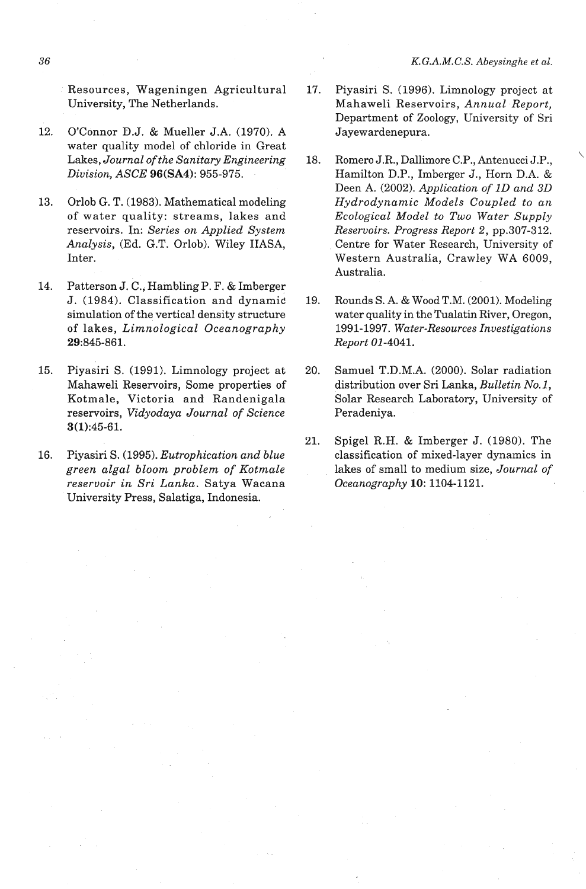Resources, Wageningen Agricultural University, The Netherlands.

12. O'Connor D.J. & Mueller J.A. (1970). A water quality model of chloride in Great Lakes, *Journal of the Sanitary Engineering Division, ASCE* **96(SA4)**: 955-975.

13. Orlob G. T. (1983). Mathematical modeling of water quality: streams, lakes and reservoirs. In: *Series on Applied System Analysis*, (Ed. G.T. Orlob). Wiley IIASA, Inter.

14. Patterson J. C., Hambling P. F. & Imberger J. (1984). Classification and dynamic simulation of the vertical density structure of lakes, *Limnological Oceanography* **29**:845-861.

15. Piyasiri S. (1991). Limnology project at Mahaweli Reservoirs, Some properties of Kotmale, Victoria and Randenigala reservoirs, *Vidyodaya Journal of Science* **3(1)**:45-61.

16. Piyasiri S. (1995). *Eutrophication and blue green algal bloom problem of Kotmale reservoir in Sri Lanka*. Satya Wacana University Press, Salatiga, Indonesia.

17. Piyasiri S. (1996). Limnology project at Mahaweli Reservoirs, *Annual Report*, Department of Zoology, University of Sri Jayewardenepura.

18. Romero J.R., Dallimore C.P., Antenucci J.P., Hamilton D.P., Imberger J., Horn D.A. & Deen A. (2002). *Application of 1D and 3D Hydrodynamic Models Coupled to an Ecological Model to Two Water Supply Reservoirs. Progress Report 2*, pp.307-312. Centre for Water Research, University of Western Australia, Crawley WA 6009, Australia.

19. Rounds S. A. & Wood T.M. (2001). Modeling water quality in the Tualatin River, Oregon, 1991-1997. *Water-Resources Investigations Report 01*-4041.

20. Samuel T.D.M.A. (2000). Solar radiation distribution over Sri Lanka, *Bulletin No.1*, Solar Research Laboratory, University of Peradeniya.

21. Spigel R.H. & Imberger J. (1980). The classification of mixed-layer dynamics in lakes of small to medium size, *Journal of Oceanography* **10**: 1104-1121.